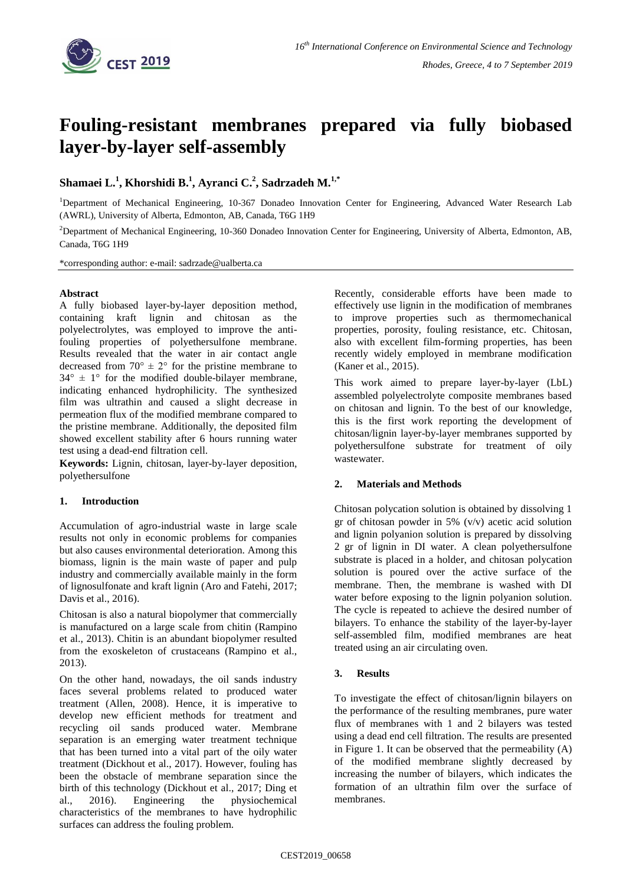# Fouling-resistant membranes prepared via fully biobased layer-by-layer self-assembly

**Shamaei L.[1], Khorshidi B.[1], Ayranci C.[2], Sadrzadeh M.[1,*]**

[1]Department of Mechanical Engineering, 10-367 Donadeo Innovation Center for Engineering, Advanced Water Research Lab (AWRL), University of Alberta, Edmonton, AB, Canada, T6G 1H9

[2]Department of Mechanical Engineering, 10-360 Donadeo Innovation Center for Engineering, University of Alberta, Edmonton, AB, Canada, T6G 1H9

*corresponding author: e-mail: sadrzade@ualberta.ca

**Abstract**

A fully biobased layer-by-layer deposition method, containing kraft lignin and chitosan as the polyelectrolytes, was employed to improve the anti-fouling properties of polyethersulfone membrane. Results revealed that the water in air contact angle decreased from $70° \pm 2°$ for the pristine membrane to $34° \pm 1°$ for the modified double-bilayer membrane, indicating enhanced hydrophilicity. The synthesized film was ultrathin and caused a slight decrease in permeation flux of the modified membrane compared to the pristine membrane. Additionally, the deposited film showed excellent stability after 6 hours running water test using a dead-end filtration cell.

**Keywords:** Lignin, chitosan, layer-by-layer deposition, polyethersulfone

## 1. Introduction

Accumulation of agro-industrial waste in large scale results not only in economic problems for companies but also causes environmental deterioration. Among this biomass, lignin is the main waste of paper and pulp industry and commercially available mainly in the form of lignosulfonate and kraft lignin (Aro and Fatehi, 2017; Davis et al., 2016).

Chitosan is also a natural biopolymer that commercially is manufactured on a large scale from chitin (Rampino et al., 2013). Chitin is an abundant biopolymer resulted from the exoskeleton of crustaceans (Rampino et al., 2013).

On the other hand, nowadays, the oil sands industry faces several problems related to produced water treatment (Allen, 2008). Hence, it is imperative to develop new efficient methods for treatment and recycling oil sands produced water. Membrane separation is an emerging water treatment technique that has been turned into a vital part of the oily water treatment (Dickhout et al., 2017). However, fouling has been the obstacle of membrane separation since the birth of this technology (Dickhout et al., 2017; Ding et al., 2016). Engineering the physiochemical characteristics of the membranes to have hydrophilic surfaces can address the fouling problem.

Recently, considerable efforts have been made to effectively use lignin in the modification of membranes to improve properties such as thermomechanical properties, porosity, fouling resistance, etc. Chitosan, also with excellent film-forming properties, has been recently widely employed in membrane modification (Kaner et al., 2015).

This work aimed to prepare layer-by-layer (LbL) assembled polyelectrolyte composite membranes based on chitosan and lignin. To the best of our knowledge, this is the first work reporting the development of chitosan/lignin layer-by-layer membranes supported by polyethersulfone substrate for treatment of oily wastewater.

## 2. Materials and Methods

Chitosan polycation solution is obtained by dissolving 1 gr of chitosan powder in 5% (v/v) acetic acid solution and lignin polyanion solution is prepared by dissolving 2 gr of lignin in DI water. A clean polyethersulfone substrate is placed in a holder, and chitosan polycation solution is poured over the active surface of the membrane. Then, the membrane is washed with DI water before exposing to the lignin polyanion solution. The cycle is repeated to achieve the desired number of bilayers. To enhance the stability of the layer-by-layer self-assembled film, modified membranes are heat treated using an air circulating oven.

## 3. Results

To investigate the effect of chitosan/lignin bilayers on the performance of the resulting membranes, pure water flux of membranes with 1 and 2 bilayers was tested using a dead end cell filtration. The results are presented in Figure 1. It can be observed that the permeability (A) of the modified membrane slightly decreased by increasing the number of bilayers, which indicates the formation of an ultrathin film over the surface of membranes.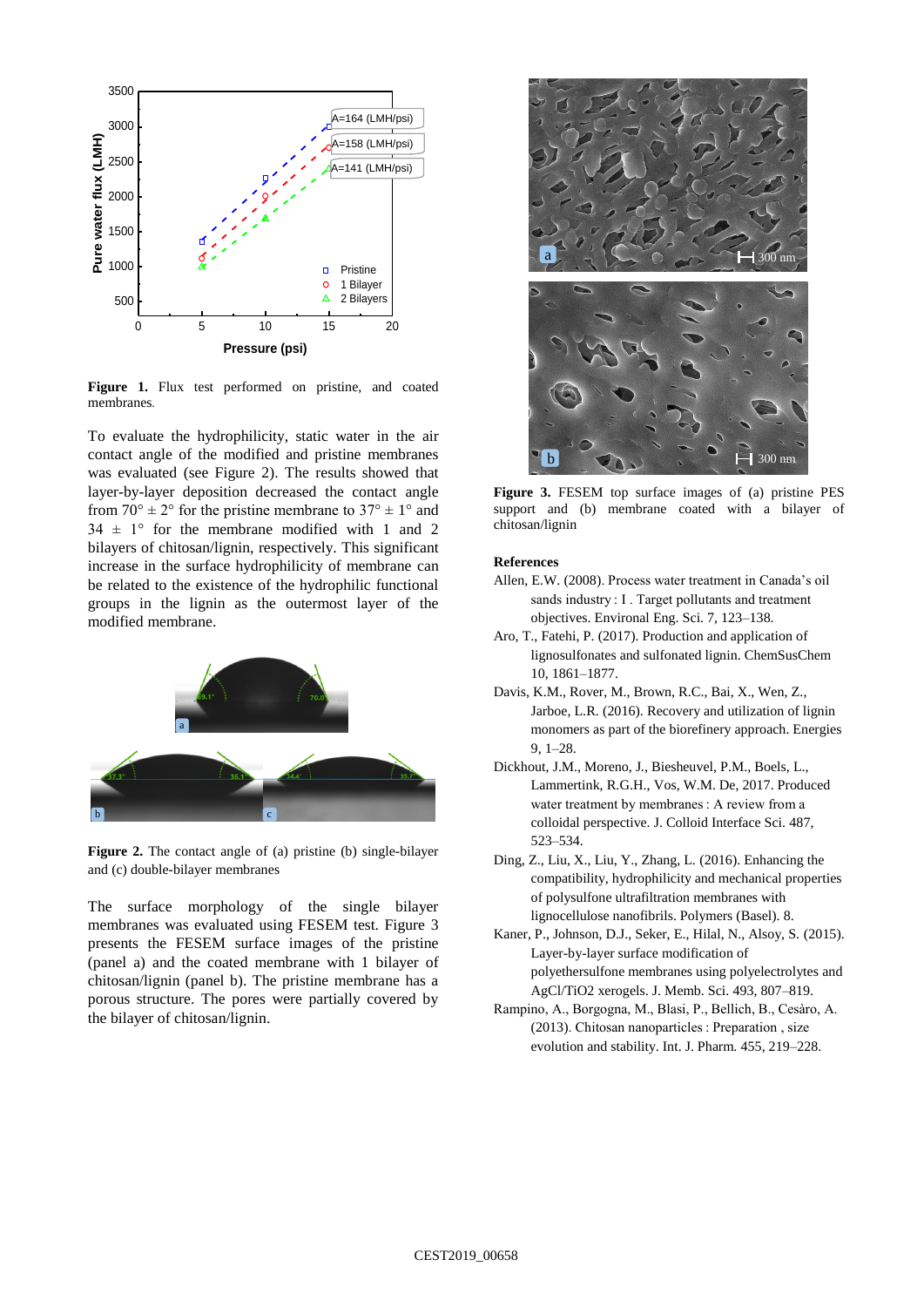3500
3000
2500
2000
1500
1000
500
Pure water flux (LMH)
0
5
10
15
20
Pressure (psi)
A=164 (LMH/psi)
A=158 (LMH/psi)
A=141 (LMH/psi)
Pristine
1 Bilayer
2 Bilayers

**Figure 1.** Flux test performed on pristine, and coated membranes.

To evaluate the hydrophilicity, static water in the air contact angle of the modified and pristine membranes was evaluated (see Figure 2). The results showed that layer-by-layer deposition decreased the contact angle from 70° ± 2° for the pristine membrane to 37° ± 1° and 34 ± 1° for the membrane modified with 1 and 2 bilayers of chitosan/lignin, respectively. This significant increase in the surface hydrophilicity of membrane can be related to the existence of the hydrophilic functional groups in the lignin as the outermost layer of the modified membrane.

a
69.1°
70.0°
b
37.3°
35.1°
c
34.4°
35.7°

**Figure 2.** The contact angle of (a) pristine (b) single-bilayer and (c) double-bilayer membranes

The surface morphology of the single bilayer membranes was evaluated using FESEM test. Figure 3 presents the FESEM surface images of the pristine (panel a) and the coated membrane with 1 bilayer of chitosan/lignin (panel b). The pristine membrane has a porous structure. The pores were partially covered by the bilayer of chitosan/lignin.

a
300 nm
b
300 nm

**Figure 3.** FESEM top surface images of (a) pristine PES support and (b) membrane coated with a bilayer of chitosan/lignin

## References

Allen, E.W. (2008). Process water treatment in Canada's oil sands industry : I . Target pollutants and treatment objectives. Environal Eng. Sci. 7, 123–138.

Aro, T., Fatehi, P. (2017). Production and application of lignosulfonates and sulfonated lignin. ChemSusChem 10, 1861–1877.

Davis, K.M., Rover, M., Brown, R.C., Bai, X., Wen, Z., Jarboe, L.R. (2016). Recovery and utilization of lignin monomers as part of the biorefinery approach. Energies 9, 1–28.

Dickhout, J.M., Moreno, J., Biesheuvel, P.M., Boels, L., Lammertink, R.G.H., Vos, W.M. De, 2017. Produced water treatment by membranes : A review from a colloidal perspective. J. Colloid Interface Sci. 487, 523–534.

Ding, Z., Liu, X., Liu, Y., Zhang, L. (2016). Enhancing the compatibility, hydrophilicity and mechanical properties of polysulfone ultrafiltration membranes with lignocellulose nanofibrils. Polymers (Basel). 8.

Kaner, P., Johnson, D.J., Seker, E., Hilal, N., Alsoy, S. (2015). Layer-by-layer surface modification of polyethersulfone membranes using polyelectrolytes and AgCl/TiO2 xerogels. J. Memb. Sci. 493, 807–819.

Rampino, A., Borgogna, M., Blasi, P., Bellich, B., Cesàro, A. (2013). Chitosan nanoparticles : Preparation , size evolution and stability. Int. J. Pharm. 455, 219–228.